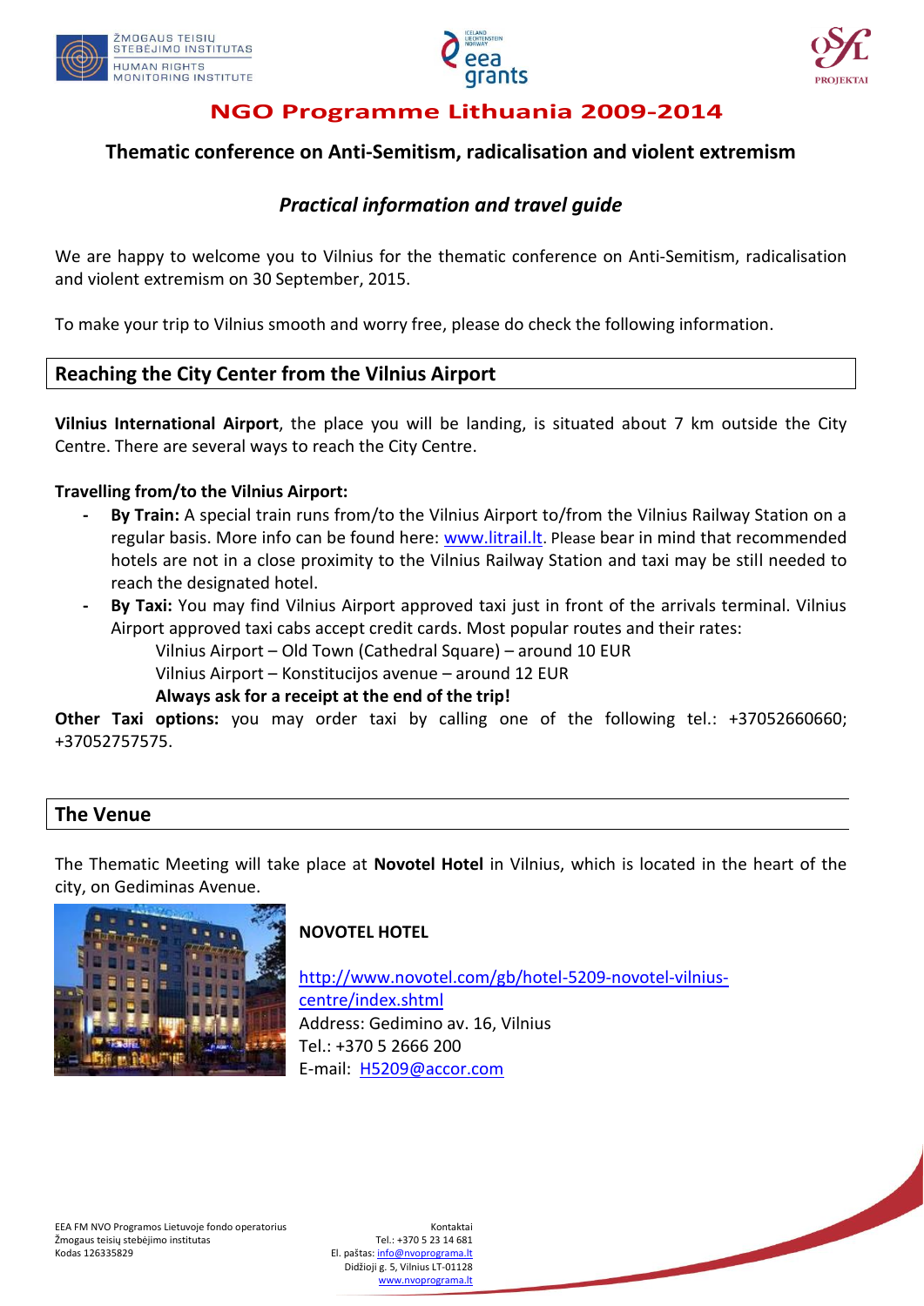# NGO Programme Lithuania 2009-2014

## Thematic conference on Anti-Semitism, radicalisation and violent extremism

### *Practical information and travel guide*

We are happy to welcome you to Vilnius for the thematic conference on Anti-Semitism, radicalisation and violent extremism on 30 September, 2015.

To make your trip to Vilnius smooth and worry free, please do check the following information.

## Reaching the City Center from the Vilnius Airport

**Vilnius International Airport**, the place you will be landing, is situated about 7 km outside the City Centre. There are several ways to reach the City Centre.

**Travelling from/to the Vilnius Airport:**

- **By Train:** A special train runs from/to the Vilnius Airport to/from the Vilnius Railway Station on a regular basis. More info can be found here: www.litrail.lt. Please bear in mind that recommended hotels are not in a close proximity to the Vilnius Railway Station and taxi may be still needed to reach the designated hotel.
- **By Taxi:** You may find Vilnius Airport approved taxi just in front of the arrivals terminal. Vilnius Airport approved taxi cabs accept credit cards. Most popular routes and their rates:

  Vilnius Airport – Old Town (Cathedral Square) – around 10 EUR

  Vilnius Airport – Konstitucijos avenue – around 12 EUR

  **Always ask for a receipt at the end of the trip!**

**Other Taxi options:** you may order taxi by calling one of the following tel.: +37052660660; +37052757575.

## The Venue

The Thematic Meeting will take place at **Novotel Hotel** in Vilnius, which is located in the heart of the city, on Gediminas Avenue.

**NOVOTEL HOTEL**

http://www.novotel.com/gb/hotel-5209-novotel-vilnius-centre/index.shtml

Address: Gedimino av. 16, Vilnius

Tel.: +370 5 2666 200

E-mail: H5209@accor.com

EEA FM NVO Programos Lietuvoje fondo operatorius
Žmogaus teisių stebėjimo institutas
Kodas 126335829

Kontaktai
Tel.: +370 5 23 14 681
El. paštas: info@nvoprograma.lt
Didžioji g. 5, Vilnius LT-01128
www.nvoprograma.lt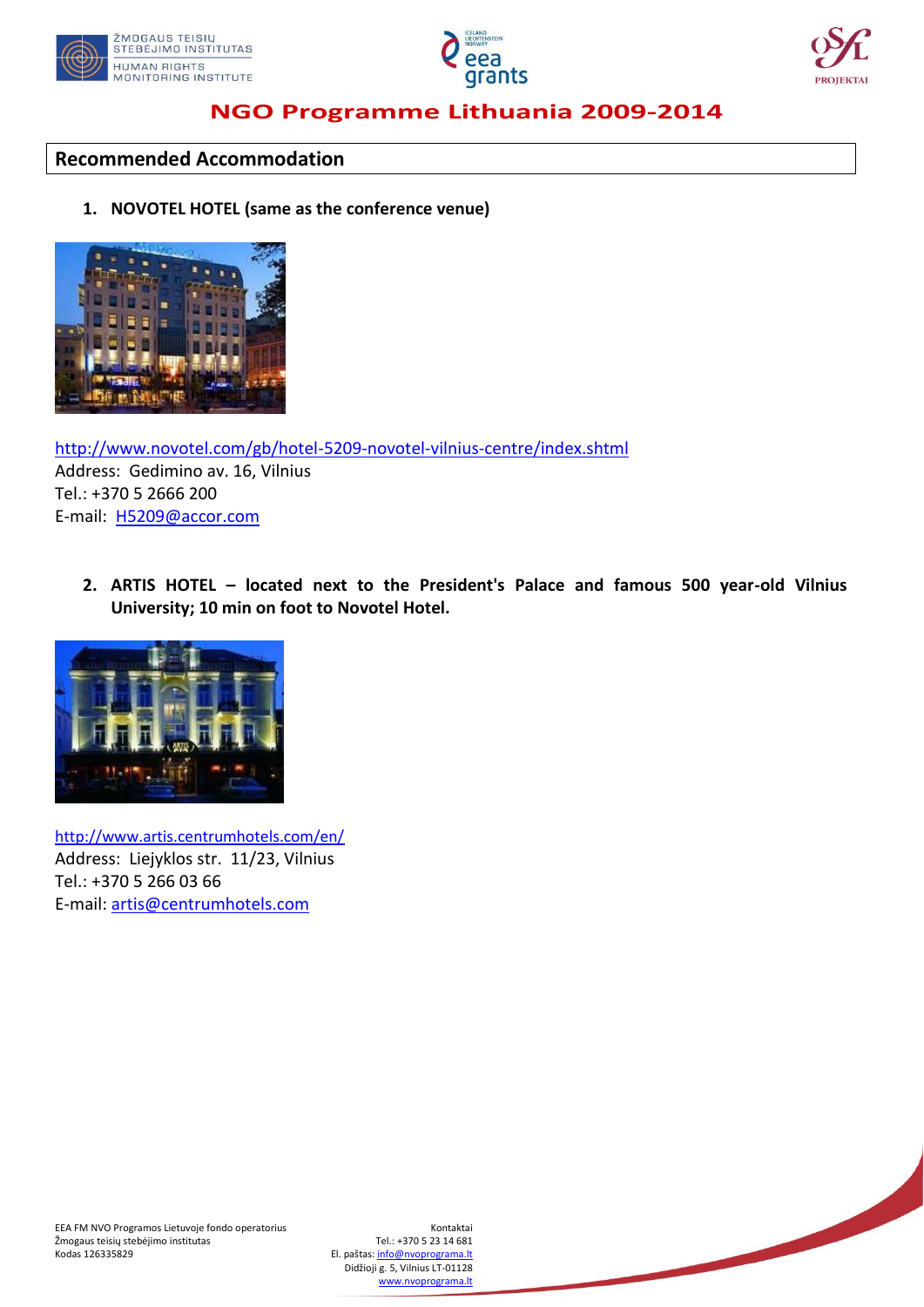## Recommended Accommodation

1. **NOVOTEL HOTEL (same as the conference venue)**

http://www.novotel.com/gb/hotel-5209-novotel-vilnius-centre/index.shtml
Address: Gedimino av. 16, Vilnius
Tel.: +370 5 2666 200
E-mail: H5209@accor.com

2. **ARTIS HOTEL – located next to the President's Palace and famous 500 year-old Vilnius University; 10 min on foot to Novotel Hotel.**

http://www.artis.centrumhotels.com/en/
Address: Liejyklos str. 11/23, Vilnius
Tel.: +370 5 266 03 66
E-mail: artis@centrumhotels.com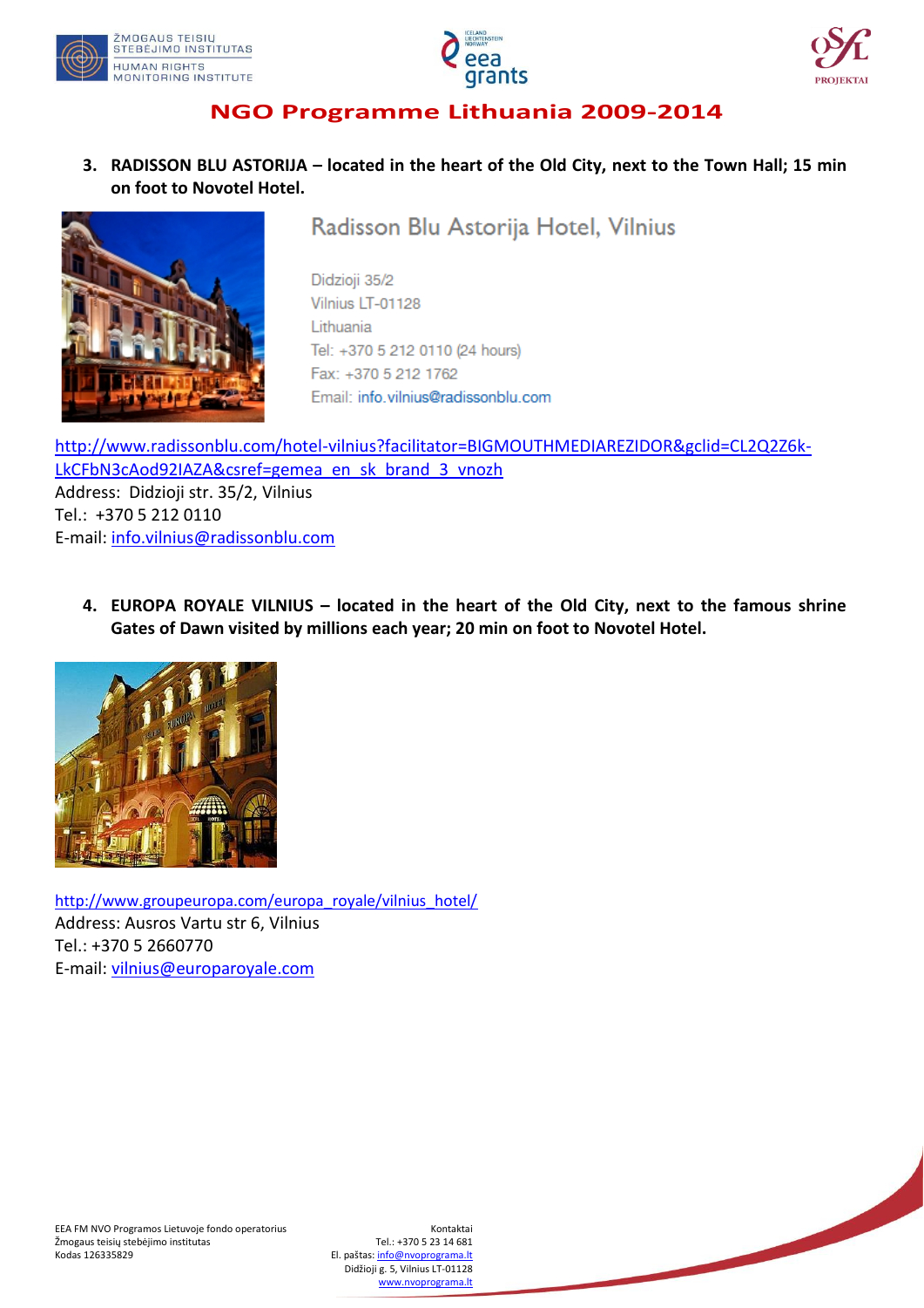3. **RADISSON BLU ASTORIJA – located in the heart of the Old City, next to the Town Hall; 15 min on foot to Novotel Hotel.**

Radisson Blu Astorija Hotel, Vilnius

Didzioji 35/2
Vilnius LT-01128
Lithuania
Tel: +370 5 212 0110 (24 hours)
Fax: +370 5 212 1762
Email: info.vilnius@radissonblu.com

http://www.radissonblu.com/hotel-vilnius?facilitator=BIGMOUTHMEDIAREZIDOR&gclid=CL2Q2Z6k-LkCFbN3cAod92IAZA&csref=gemea_en_sk_brand_3_vnozh
Address: Didzioji str. 35/2, Vilnius
Tel.: +370 5 212 0110
E-mail: info.vilnius@radissonblu.com

4. **EUROPA ROYALE VILNIUS – located in the heart of the Old City, next to the famous shrine Gates of Dawn visited by millions each year; 20 min on foot to Novotel Hotel.**

http://www.groupeuropa.com/europa_royale/vilnius_hotel/
Address: Ausros Vartu str 6, Vilnius
Tel.: +370 5 2660770
E-mail: vilnius@europaroyale.com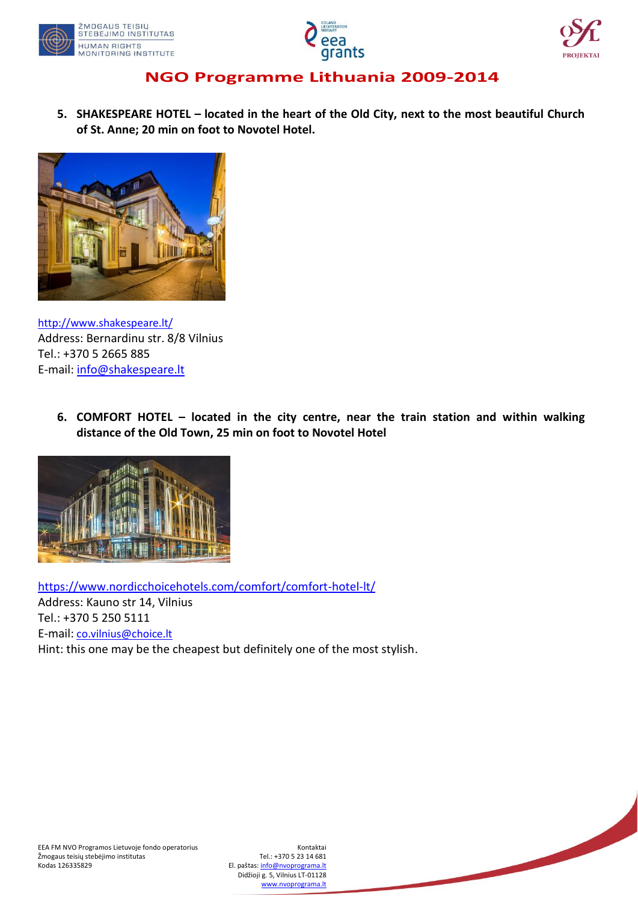## NGO Programme Lithuania 2009-2014

5. **SHAKESPEARE HOTEL – located in the heart of the Old City, next to the most beautiful Church of St. Anne; 20 min on foot to Novotel Hotel.**

http://www.shakespeare.lt/
Address: Bernardinu str. 8/8 Vilnius
Tel.: +370 5 2665 885
E-mail: info@shakespeare.lt

6. **COMFORT HOTEL – located in the city centre, near the train station and within walking distance of the Old Town, 25 min on foot to Novotel Hotel**

https://www.nordicchoicehotels.com/comfort/comfort-hotel-lt/
Address: Kauno str 14, Vilnius
Tel.: +370 5 250 5111
E-mail: co.vilnius@choice.lt
Hint: this one may be the cheapest but definitely one of the most stylish.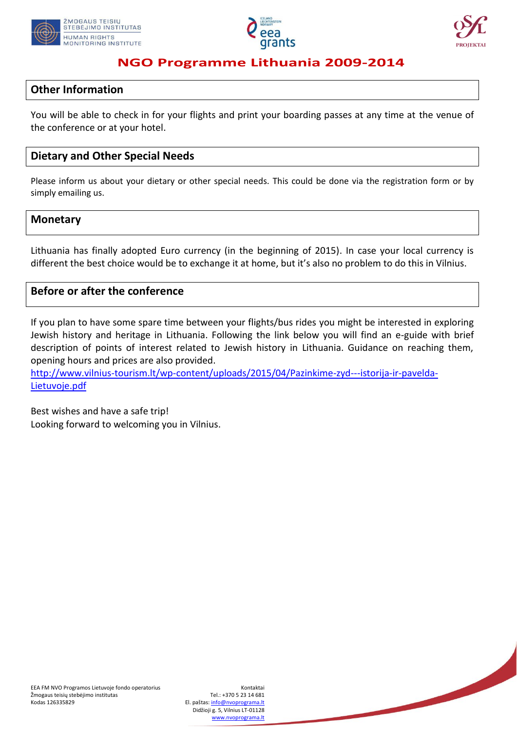# NGO Programme Lithuania 2009-2014

## Other Information

You will be able to check in for your flights and print your boarding passes at any time at the venue of the conference or at your hotel.

## Dietary and Other Special Needs

Please inform us about your dietary or other special needs. This could be done via the registration form or by simply emailing us.

## Monetary

Lithuania has finally adopted Euro currency (in the beginning of 2015). In case your local currency is different the best choice would be to exchange it at home, but it's also no problem to do this in Vilnius.

## Before or after the conference

If you plan to have some spare time between your flights/bus rides you might be interested in exploring Jewish history and heritage in Lithuania. Following the link below you will find an e-guide with brief description of points of interest related to Jewish history in Lithuania. Guidance on reaching them, opening hours and prices are also provided.
[http://www.vilnius-tourism.lt/wp-content/uploads/2015/04/Pazinkime-zyd---istorija-ir-pavelda-Lietuvoje.pdf](http://www.vilnius-tourism.lt/wp-content/uploads/2015/04/Pazinkime-zyd---istorija-ir-pavelda-Lietuvoje.pdf)

Best wishes and have a safe trip!
Looking forward to welcoming you in Vilnius.

EEA FM NVO Programos Lietuvoje fondo operatorius
Žmogaus teisių stebėjimo institutas
Kodas 126335829

Kontaktai
Tel.: +370 5 23 14 681
El. paštas: info@nvoprograma.lt
Didžioji g. 5, Vilnius LT-01128
www.nvoprograma.lt